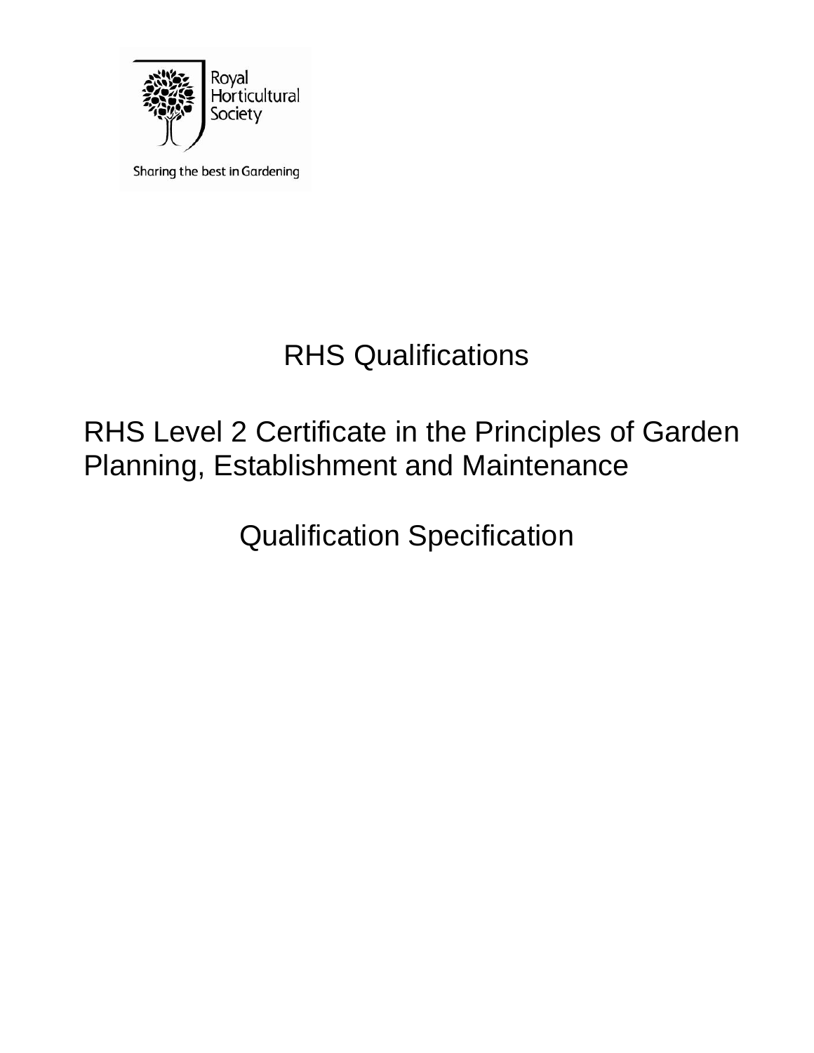Royal Horticultural Society

Sharing the best in Gardening

# RHS Qualifications

# RHS Level 2 Certificate in the Principles of Garden Planning, Establishment and Maintenance

## Qualification Specification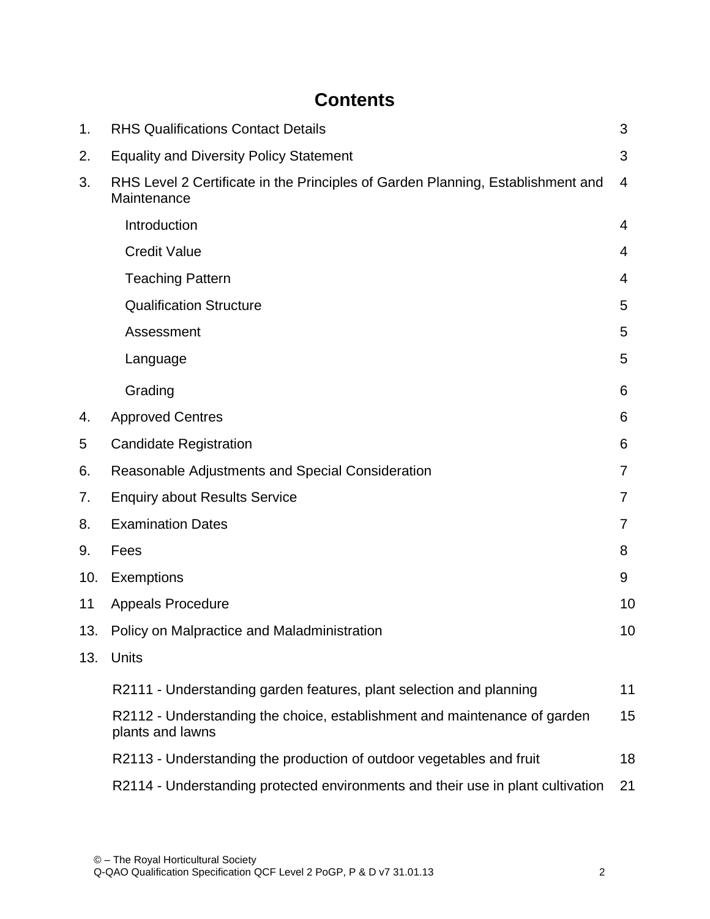# Contents

| | | |
|---|---|---|
| 1. | RHS Qualifications Contact Details | 3 |
| 2. | Equality and Diversity Policy Statement | 3 |
| 3. | RHS Level 2 Certificate in the Principles of Garden Planning, Establishment and Maintenance | 4 |
| | Introduction | 4 |
| | Credit Value | 4 |
| | Teaching Pattern | 4 |
| | Qualification Structure | 5 |
| | Assessment | 5 |
| | Language | 5 |
| | Grading | 6 |
| 4. | Approved Centres | 6 |
| 5 | Candidate Registration | 6 |
| 6. | Reasonable Adjustments and Special Consideration | 7 |
| 7. | Enquiry about Results Service | 7 |
| 8. | Examination Dates | 7 |
| 9. | Fees | 8 |
| 10. | Exemptions | 9 |
| 11 | Appeals Procedure | 10 |
| 13. | Policy on Malpractice and Maladministration | 10 |
| 13. | Units | |
| | R2111 - Understanding garden features, plant selection and planning | 11 |
| | R2112 - Understanding the choice, establishment and maintenance of garden plants and lawns | 15 |
| | R2113 - Understanding the production of outdoor vegetables and fruit | 18 |
| | R2114 - Understanding protected environments and their use in plant cultivation | 21 |

© – The Royal Horticultural Society
Q-QAO Qualification Specification QCF Level 2 PoGP, P & D v7 31.01.13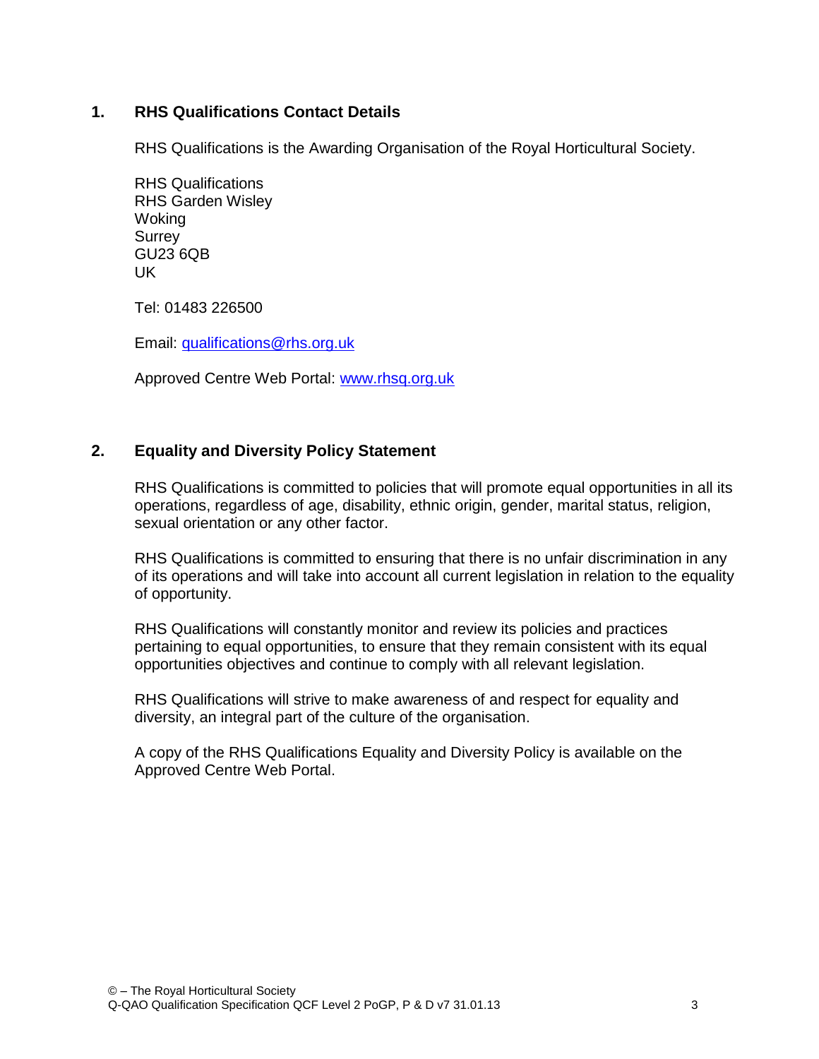## 1. RHS Qualifications Contact Details

RHS Qualifications is the Awarding Organisation of the Royal Horticultural Society.

RHS Qualifications
RHS Garden Wisley
Woking
Surrey
GU23 6QB
UK

Tel: 01483 226500

Email: qualifications@rhs.org.uk

Approved Centre Web Portal: www.rhsq.org.uk

## 2. Equality and Diversity Policy Statement

RHS Qualifications is committed to policies that will promote equal opportunities in all its operations, regardless of age, disability, ethnic origin, gender, marital status, religion, sexual orientation or any other factor.

RHS Qualifications is committed to ensuring that there is no unfair discrimination in any of its operations and will take into account all current legislation in relation to the equality of opportunity.

RHS Qualifications will constantly monitor and review its policies and practices pertaining to equal opportunities, to ensure that they remain consistent with its equal opportunities objectives and continue to comply with all relevant legislation.

RHS Qualifications will strive to make awareness of and respect for equality and diversity, an integral part of the culture of the organisation.

A copy of the RHS Qualifications Equality and Diversity Policy is available on the Approved Centre Web Portal.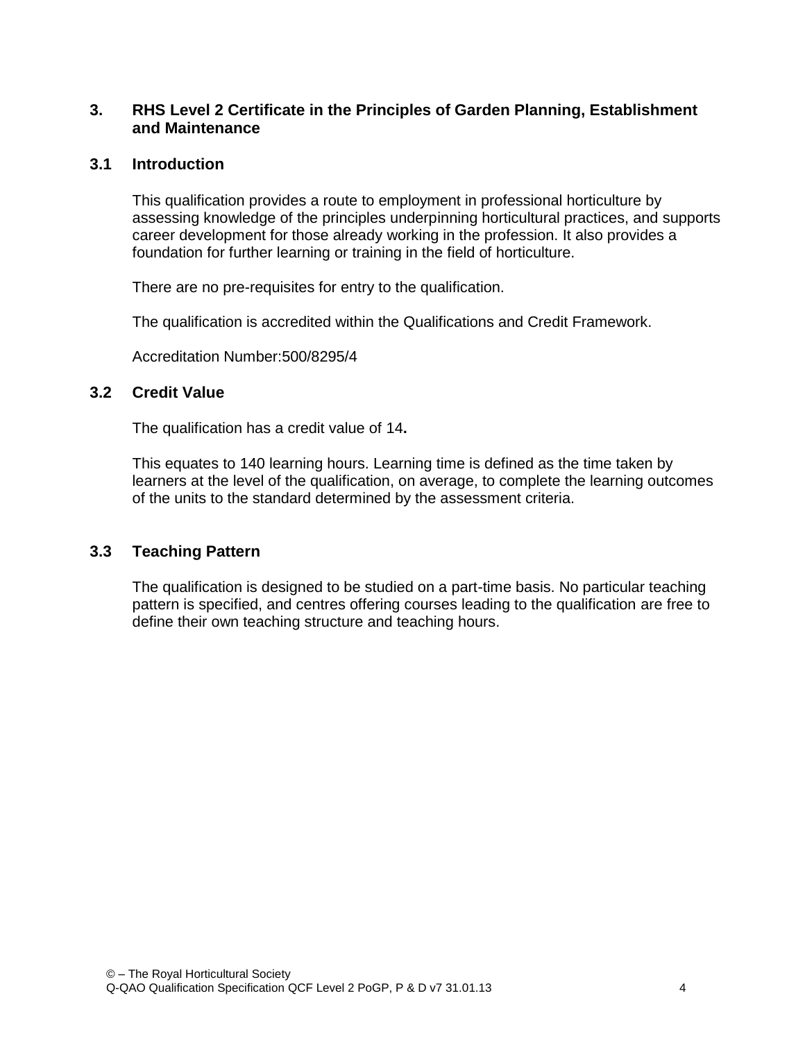## 3. RHS Level 2 Certificate in the Principles of Garden Planning, Establishment and Maintenance

### 3.1 Introduction

This qualification provides a route to employment in professional horticulture by assessing knowledge of the principles underpinning horticultural practices, and supports career development for those already working in the profession. It also provides a foundation for further learning or training in the field of horticulture.

There are no pre-requisites for entry to the qualification.

The qualification is accredited within the Qualifications and Credit Framework.

Accreditation Number:500/8295/4

### 3.2 Credit Value

The qualification has a credit value of 14**.**

This equates to 140 learning hours. Learning time is defined as the time taken by learners at the level of the qualification, on average, to complete the learning outcomes of the units to the standard determined by the assessment criteria.

### 3.3 Teaching Pattern

The qualification is designed to be studied on a part-time basis. No particular teaching pattern is specified, and centres offering courses leading to the qualification are free to define their own teaching structure and teaching hours.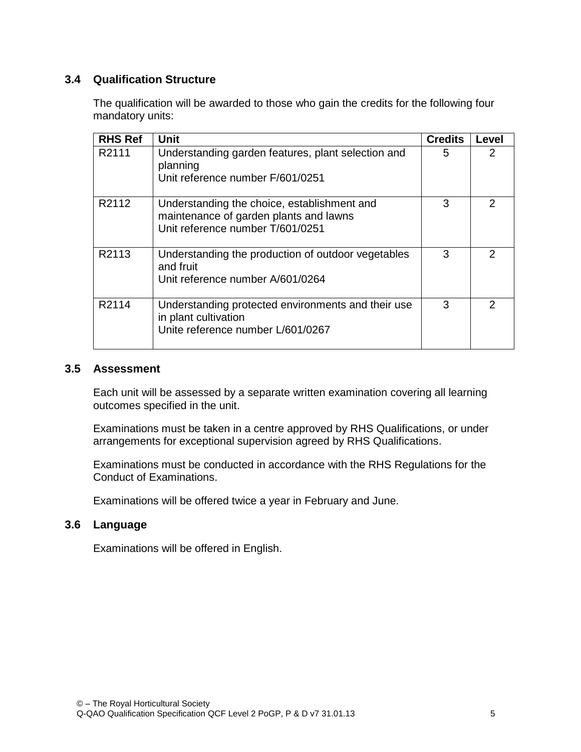### 3.4 Qualification Structure

The qualification will be awarded to those who gain the credits for the following four mandatory units:

| RHS Ref | Unit | Credits | Level |
|---|---|---|---|
| R2111 | Understanding garden features, plant selection and planning<br>Unit reference number F/601/0251 | 5 | 2 |
| R2112 | Understanding the choice, establishment and maintenance of garden plants and lawns<br>Unit reference number T/601/0251 | 3 | 2 |
| R2113 | Understanding the production of outdoor vegetables and fruit<br>Unit reference number A/601/0264 | 3 | 2 |
| R2114 | Understanding protected environments and their use in plant cultivation<br>Unite reference number L/601/0267 | 3 | 2 |

### 3.5 Assessment

Each unit will be assessed by a separate written examination covering all learning outcomes specified in the unit.

Examinations must be taken in a centre approved by RHS Qualifications, or under arrangements for exceptional supervision agreed by RHS Qualifications.

Examinations must be conducted in accordance with the RHS Regulations for the Conduct of Examinations.

Examinations will be offered twice a year in February and June.

### 3.6 Language

Examinations will be offered in English.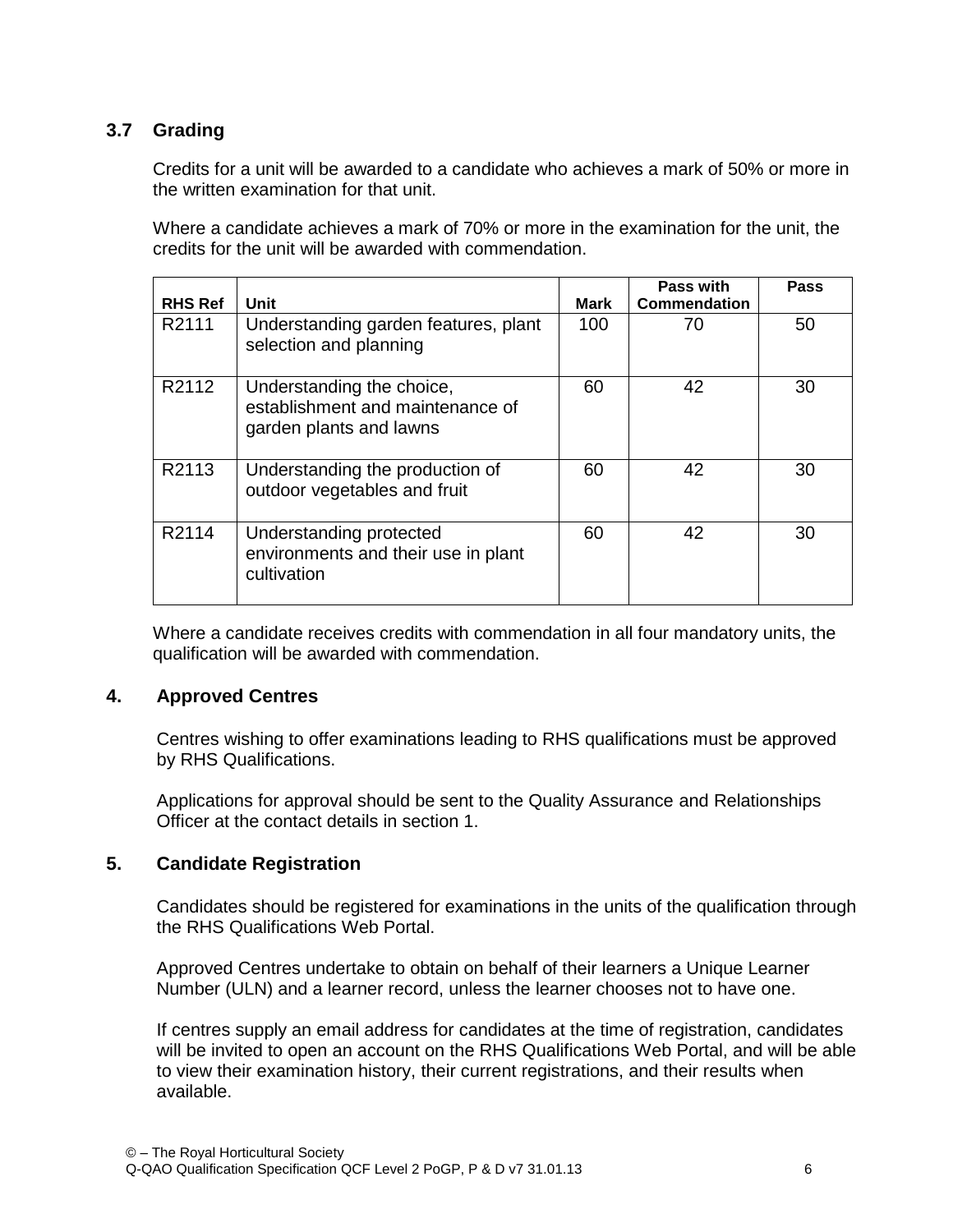### 3.7 Grading

Credits for a unit will be awarded to a candidate who achieves a mark of 50% or more in the written examination for that unit.

Where a candidate achieves a mark of 70% or more in the examination for the unit, the credits for the unit will be awarded with commendation.

| RHS Ref | Unit | Mark | Pass with Commendation | Pass |
|---|---|---|---|---|
| R2111 | Understanding garden features, plant selection and planning | 100 | 70 | 50 |
| R2112 | Understanding the choice, establishment and maintenance of garden plants and lawns | 60 | 42 | 30 |
| R2113 | Understanding the production of outdoor vegetables and fruit | 60 | 42 | 30 |
| R2114 | Understanding protected environments and their use in plant cultivation | 60 | 42 | 30 |

Where a candidate receives credits with commendation in all four mandatory units, the qualification will be awarded with commendation.

## 4. Approved Centres

Centres wishing to offer examinations leading to RHS qualifications must be approved by RHS Qualifications.

Applications for approval should be sent to the Quality Assurance and Relationships Officer at the contact details in section 1.

## 5. Candidate Registration

Candidates should be registered for examinations in the units of the qualification through the RHS Qualifications Web Portal.

Approved Centres undertake to obtain on behalf of their learners a Unique Learner Number (ULN) and a learner record, unless the learner chooses not to have one.

If centres supply an email address for candidates at the time of registration, candidates will be invited to open an account on the RHS Qualifications Web Portal, and will be able to view their examination history, their current registrations, and their results when available.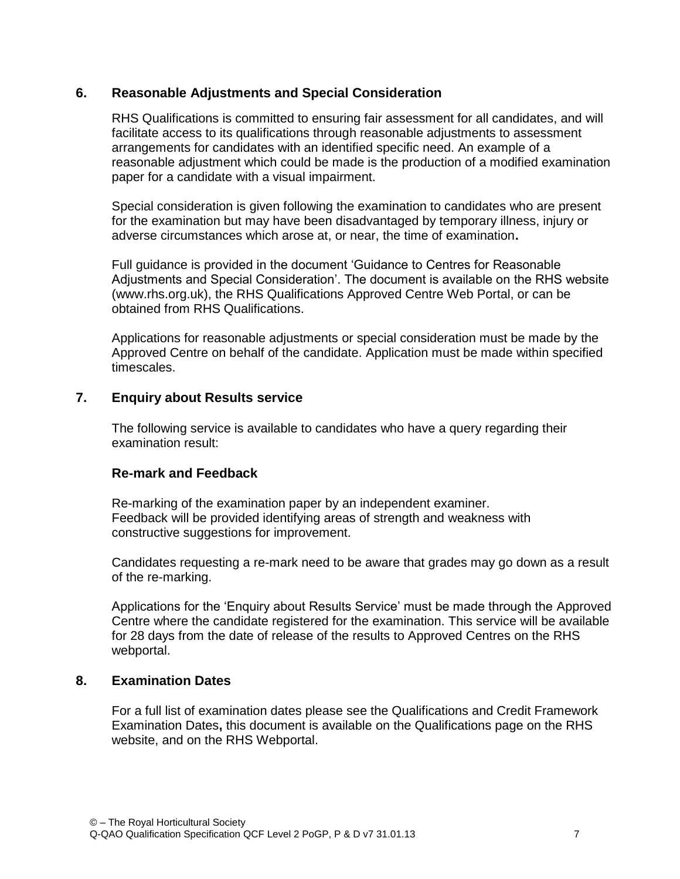## 6. Reasonable Adjustments and Special Consideration

RHS Qualifications is committed to ensuring fair assessment for all candidates, and will facilitate access to its qualifications through reasonable adjustments to assessment arrangements for candidates with an identified specific need. An example of a reasonable adjustment which could be made is the production of a modified examination paper for a candidate with a visual impairment.

Special consideration is given following the examination to candidates who are present for the examination but may have been disadvantaged by temporary illness, injury or adverse circumstances which arose at, or near, the time of examination**.**

Full guidance is provided in the document 'Guidance to Centres for Reasonable Adjustments and Special Consideration'. The document is available on the RHS website (www.rhs.org.uk), the RHS Qualifications Approved Centre Web Portal, or can be obtained from RHS Qualifications.

Applications for reasonable adjustments or special consideration must be made by the Approved Centre on behalf of the candidate. Application must be made within specified timescales.

## 7. Enquiry about Results service

The following service is available to candidates who have a query regarding their examination result:

### Re-mark and Feedback

Re-marking of the examination paper by an independent examiner.
Feedback will be provided identifying areas of strength and weakness with constructive suggestions for improvement.

Candidates requesting a re-mark need to be aware that grades may go down as a result of the re-marking.

Applications for the 'Enquiry about Results Service' must be made through the Approved Centre where the candidate registered for the examination. This service will be available for 28 days from the date of release of the results to Approved Centres on the RHS webportal.

## 8. Examination Dates

For a full list of examination dates please see the Qualifications and Credit Framework Examination Dates**,** this document is available on the Qualifications page on the RHS website, and on the RHS Webportal.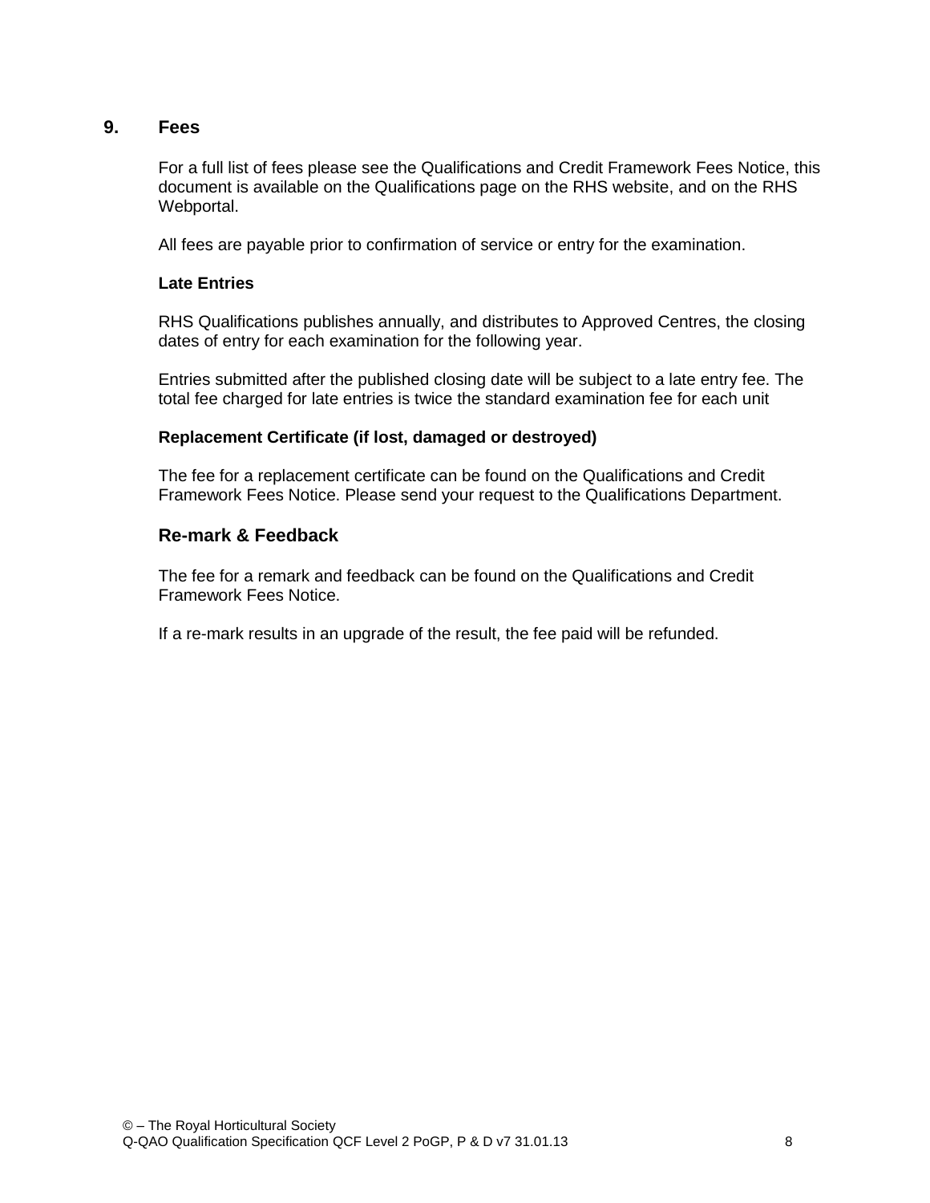## 9. Fees

For a full list of fees please see the Qualifications and Credit Framework Fees Notice, this document is available on the Qualifications page on the RHS website, and on the RHS Webportal.

All fees are payable prior to confirmation of service or entry for the examination.

**Late Entries**

RHS Qualifications publishes annually, and distributes to Approved Centres, the closing dates of entry for each examination for the following year.

Entries submitted after the published closing date will be subject to a late entry fee. The total fee charged for late entries is twice the standard examination fee for each unit

**Replacement Certificate (if lost, damaged or destroyed)**

The fee for a replacement certificate can be found on the Qualifications and Credit Framework Fees Notice. Please send your request to the Qualifications Department.

### Re-mark & Feedback

The fee for a remark and feedback can be found on the Qualifications and Credit Framework Fees Notice.

If a re-mark results in an upgrade of the result, the fee paid will be refunded.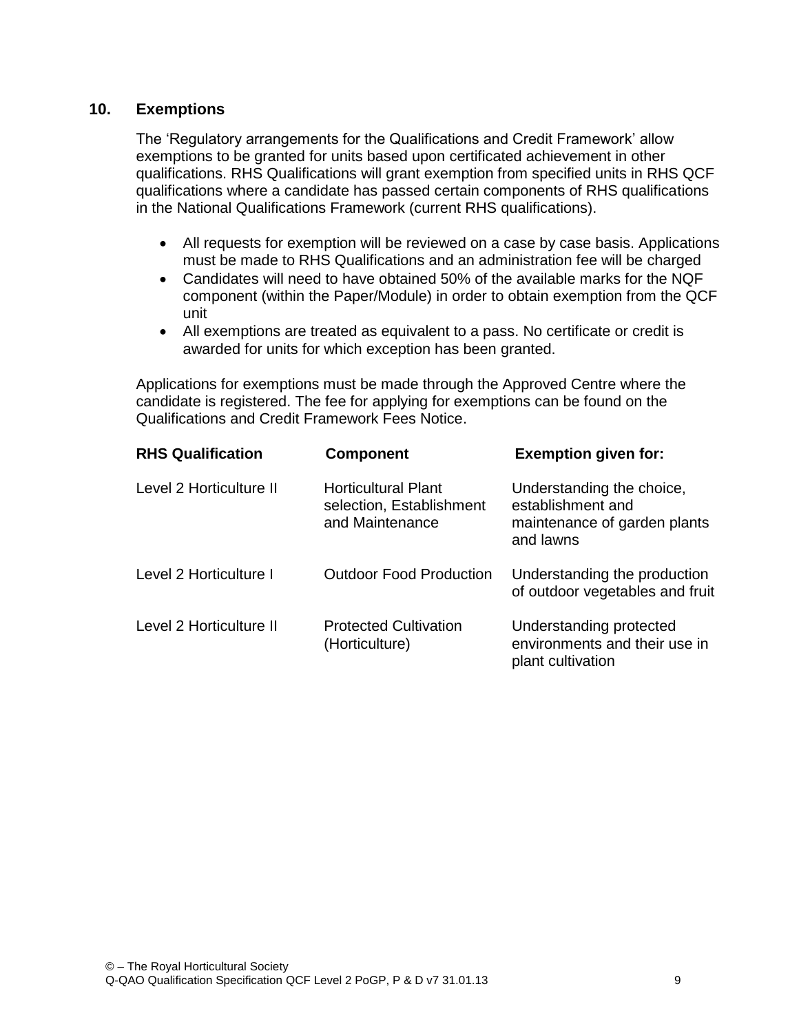## 10. Exemptions

The 'Regulatory arrangements for the Qualifications and Credit Framework' allow exemptions to be granted for units based upon certificated achievement in other qualifications. RHS Qualifications will grant exemption from specified units in RHS QCF qualifications where a candidate has passed certain components of RHS qualifications in the National Qualifications Framework (current RHS qualifications).

- All requests for exemption will be reviewed on a case by case basis. Applications must be made to RHS Qualifications and an administration fee will be charged
- Candidates will need to have obtained 50% of the available marks for the NQF component (within the Paper/Module) in order to obtain exemption from the QCF unit
- All exemptions are treated as equivalent to a pass. No certificate or credit is awarded for units for which exception has been granted.

Applications for exemptions must be made through the Approved Centre where the candidate is registered. The fee for applying for exemptions can be found on the Qualifications and Credit Framework Fees Notice.

| RHS Qualification | Component | Exemption given for: |
|---|---|---|
| Level 2 Horticulture II | Horticultural Plant selection, Establishment and Maintenance | Understanding the choice, establishment and maintenance of garden plants and lawns |
| Level 2 Horticulture I | Outdoor Food Production | Understanding the production of outdoor vegetables and fruit |
| Level 2 Horticulture II | Protected Cultivation (Horticulture) | Understanding protected environments and their use in plant cultivation |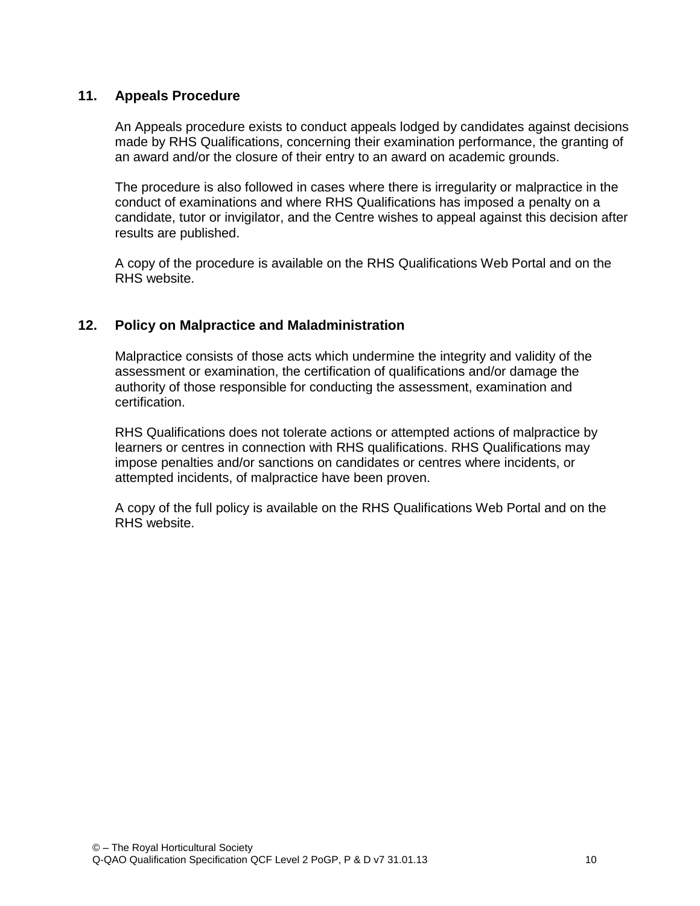## 11. Appeals Procedure

An Appeals procedure exists to conduct appeals lodged by candidates against decisions made by RHS Qualifications, concerning their examination performance, the granting of an award and/or the closure of their entry to an award on academic grounds.

The procedure is also followed in cases where there is irregularity or malpractice in the conduct of examinations and where RHS Qualifications has imposed a penalty on a candidate, tutor or invigilator, and the Centre wishes to appeal against this decision after results are published.

A copy of the procedure is available on the RHS Qualifications Web Portal and on the RHS website.

## 12. Policy on Malpractice and Maladministration

Malpractice consists of those acts which undermine the integrity and validity of the assessment or examination, the certification of qualifications and/or damage the authority of those responsible for conducting the assessment, examination and certification.

RHS Qualifications does not tolerate actions or attempted actions of malpractice by learners or centres in connection with RHS qualifications. RHS Qualifications may impose penalties and/or sanctions on candidates or centres where incidents, or attempted incidents, of malpractice have been proven.

A copy of the full policy is available on the RHS Qualifications Web Portal and on the RHS website.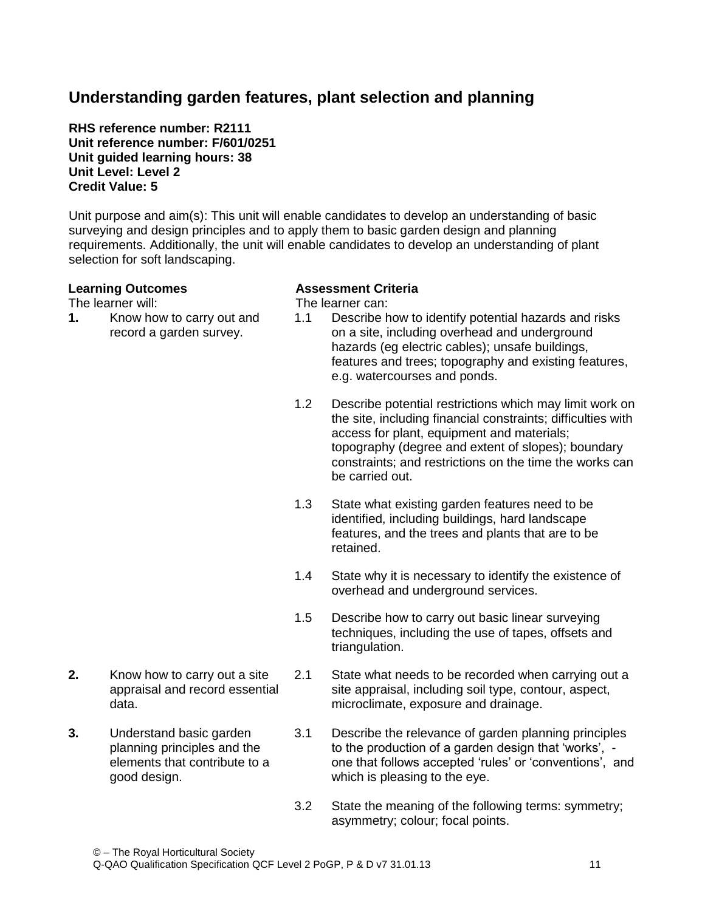## Understanding garden features, plant selection and planning

**RHS reference number: R2111**
**Unit reference number: F/601/0251**
**Unit guided learning hours: 38**
**Unit Level: Level 2**
**Credit Value: 5**

Unit purpose and aim(s): This unit will enable candidates to develop an understanding of basic surveying and design principles and to apply them to basic garden design and planning requirements. Additionally, the unit will enable candidates to develop an understanding of plant selection for soft landscaping.

| **Learning Outcomes**<br>The learner will: | **Assessment Criteria**<br>The learner can: |
|---|---|
| **1.** Know how to carry out and record a garden survey. | 1.1 Describe how to identify potential hazards and risks on a site, including overhead and underground hazards (eg electric cables); unsafe buildings, features and trees; topography and existing features, e.g. watercourses and ponds. |
| | 1.2 Describe potential restrictions which may limit work on the site, including financial constraints; difficulties with access for plant, equipment and materials; topography (degree and extent of slopes); boundary constraints; and restrictions on the time the works can be carried out. |
| | 1.3 State what existing garden features need to be identified, including buildings, hard landscape features, and the trees and plants that are to be retained. |
| | 1.4 State why it is necessary to identify the existence of overhead and underground services. |
| | 1.5 Describe how to carry out basic linear surveying techniques, including the use of tapes, offsets and triangulation. |
| **2.** Know how to carry out a site appraisal and record essential data. | 2.1 State what needs to be recorded when carrying out a site appraisal, including soil type, contour, aspect, microclimate, exposure and drainage. |
| **3.** Understand basic garden planning principles and the elements that contribute to a good design. | 3.1 Describe the relevance of garden planning principles to the production of a garden design that 'works', - one that follows accepted 'rules' or 'conventions', and which is pleasing to the eye. |
| | 3.2 State the meaning of the following terms: symmetry; asymmetry; colour; focal points. |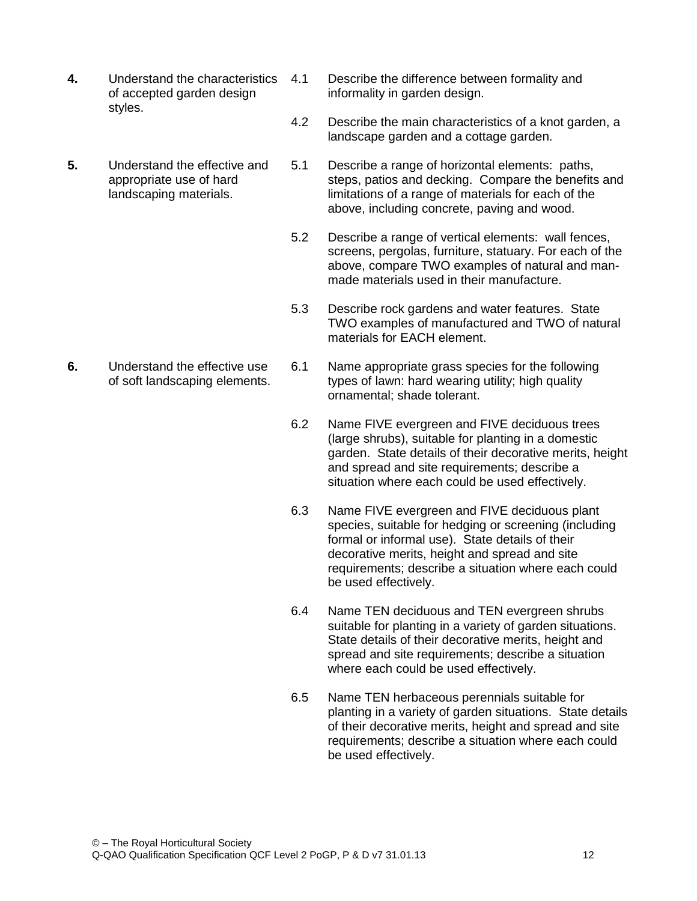| | | | |
|---|---|---|---|
| **4.** | Understand the characteristics of accepted garden design styles. | 4.1 | Describe the difference between formality and informality in garden design. |
| | | 4.2 | Describe the main characteristics of a knot garden, a landscape garden and a cottage garden. |
| **5.** | Understand the effective and appropriate use of hard landscaping materials. | 5.1 | Describe a range of horizontal elements: paths, steps, patios and decking. Compare the benefits and limitations of a range of materials for each of the above, including concrete, paving and wood. |
| | | 5.2 | Describe a range of vertical elements: wall fences, screens, pergolas, furniture, statuary. For each of the above, compare TWO examples of natural and man-made materials used in their manufacture. |
| | | 5.3 | Describe rock gardens and water features. State TWO examples of manufactured and TWO of natural materials for EACH element. |
| **6.** | Understand the effective use of soft landscaping elements. | 6.1 | Name appropriate grass species for the following types of lawn: hard wearing utility; high quality ornamental; shade tolerant. |
| | | 6.2 | Name FIVE evergreen and FIVE deciduous trees (large shrubs), suitable for planting in a domestic garden. State details of their decorative merits, height and spread and site requirements; describe a situation where each could be used effectively. |
| | | 6.3 | Name FIVE evergreen and FIVE deciduous plant species, suitable for hedging or screening (including formal or informal use). State details of their decorative merits, height and spread and site requirements; describe a situation where each could be used effectively. |
| | | 6.4 | Name TEN deciduous and TEN evergreen shrubs suitable for planting in a variety of garden situations. State details of their decorative merits, height and spread and site requirements; describe a situation where each could be used effectively. |
| | | 6.5 | Name TEN herbaceous perennials suitable for planting in a variety of garden situations. State details of their decorative merits, height and spread and site requirements; describe a situation where each could be used effectively. |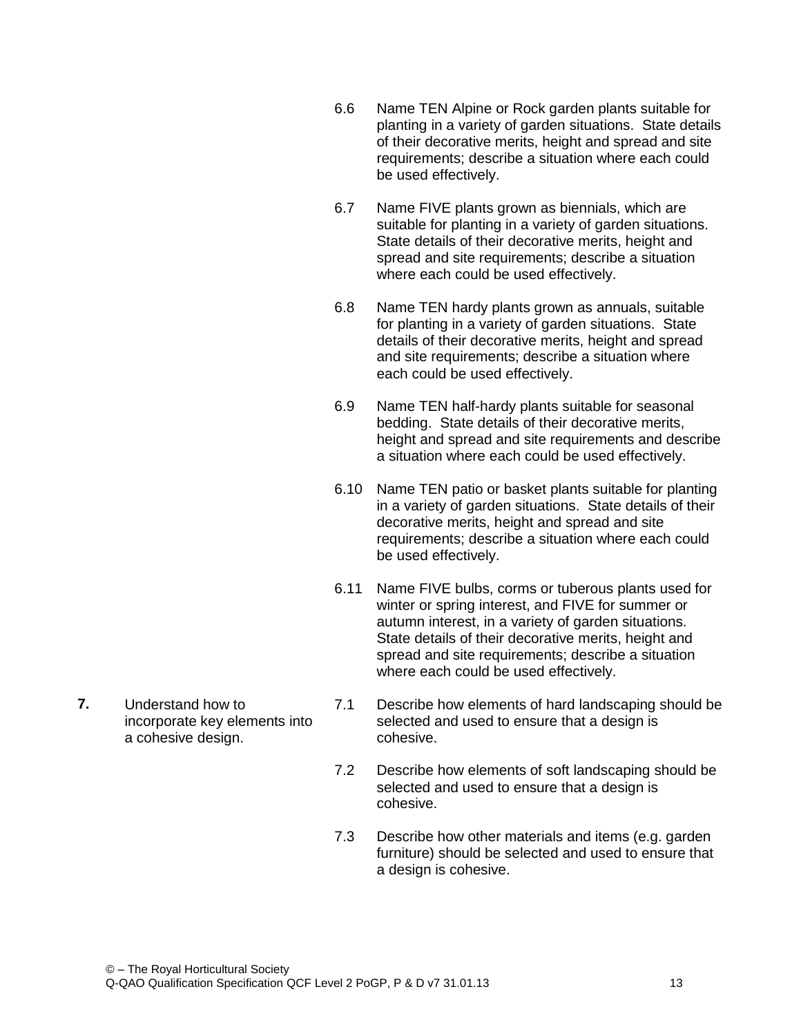| | | |
|---|---|---|
| | | 6.6 Name TEN Alpine or Rock garden plants suitable for planting in a variety of garden situations. State details of their decorative merits, height and spread and site requirements; describe a situation where each could be used effectively. |
| | | 6.7 Name FIVE plants grown as biennials, which are suitable for planting in a variety of garden situations. State details of their decorative merits, height and spread and site requirements; describe a situation where each could be used effectively. |
| | | 6.8 Name TEN hardy plants grown as annuals, suitable for planting in a variety of garden situations. State details of their decorative merits, height and spread and site requirements; describe a situation where each could be used effectively. |
| | | 6.9 Name TEN half-hardy plants suitable for seasonal bedding. State details of their decorative merits, height and spread and site requirements and describe a situation where each could be used effectively. |
| | | 6.10 Name TEN patio or basket plants suitable for planting in a variety of garden situations. State details of their decorative merits, height and spread and site requirements; describe a situation where each could be used effectively. |
| | | 6.11 Name FIVE bulbs, corms or tuberous plants used for winter or spring interest, and FIVE for summer or autumn interest, in a variety of garden situations. State details of their decorative merits, height and spread and site requirements; describe a situation where each could be used effectively. |
| **7.** | Understand how to incorporate key elements into a cohesive design. | 7.1 Describe how elements of hard landscaping should be selected and used to ensure that a design is cohesive. |
| | | 7.2 Describe how elements of soft landscaping should be selected and used to ensure that a design is cohesive. |
| | | 7.3 Describe how other materials and items (e.g. garden furniture) should be selected and used to ensure that a design is cohesive. |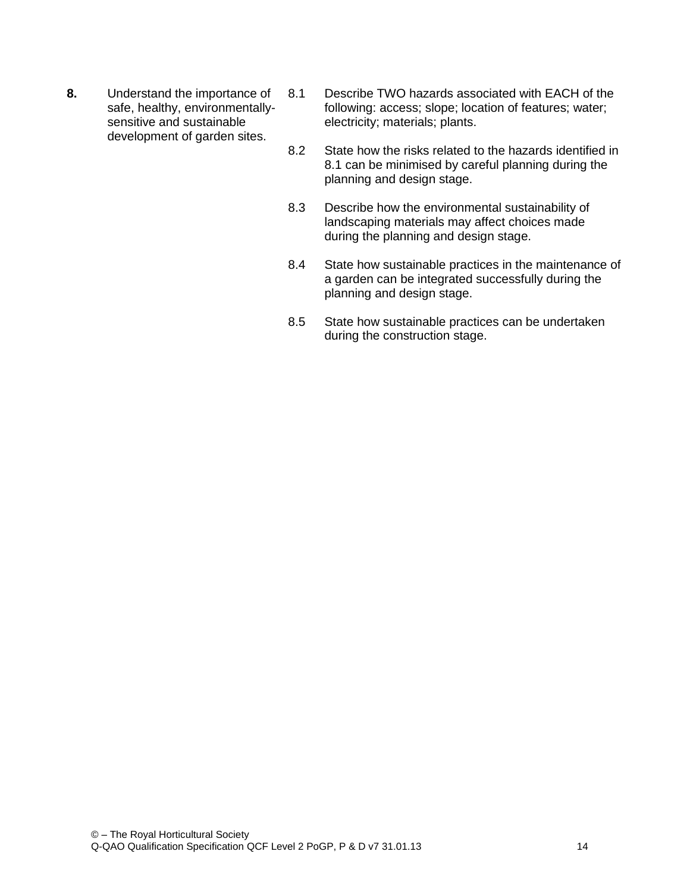| | | | |
|---|---|---|---|
| **8.** | Understand the importance of safe, healthy, environmentally-sensitive and sustainable development of garden sites. | 8.1 | Describe TWO hazards associated with EACH of the following: access; slope; location of features; water; electricity; materials; plants. |
| | | 8.2 | State how the risks related to the hazards identified in 8.1 can be minimised by careful planning during the planning and design stage. |
| | | 8.3 | Describe how the environmental sustainability of landscaping materials may affect choices made during the planning and design stage. |
| | | 8.4 | State how sustainable practices in the maintenance of a garden can be integrated successfully during the planning and design stage. |
| | | 8.5 | State how sustainable practices can be undertaken during the construction stage. |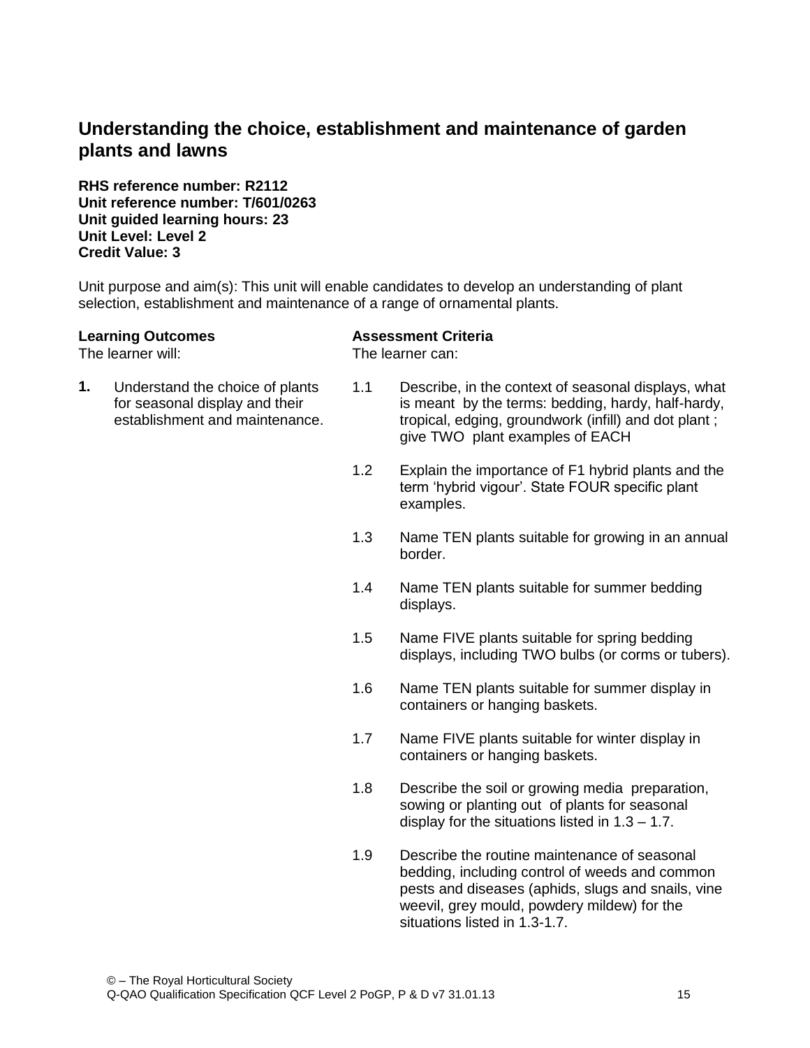## Understanding the choice, establishment and maintenance of garden plants and lawns

**RHS reference number: R2112**
**Unit reference number: T/601/0263**
**Unit guided learning hours: 23**
**Unit Level: Level 2**
**Credit Value: 3**

Unit purpose and aim(s): This unit will enable candidates to develop an understanding of plant selection, establishment and maintenance of a range of ornamental plants.

| **Learning Outcomes**<br>The learner will: | **Assessment Criteria**<br>The learner can: |
|---|---|
| **1.** Understand the choice of plants for seasonal display and their establishment and maintenance. | 1.1 Describe, in the context of seasonal displays, what is meant by the terms: bedding, hardy, half-hardy, tropical, edging, groundwork (infill) and dot plant ; give TWO plant examples of EACH |
| | 1.2 Explain the importance of F1 hybrid plants and the term 'hybrid vigour'. State FOUR specific plant examples. |
| | 1.3 Name TEN plants suitable for growing in an annual border. |
| | 1.4 Name TEN plants suitable for summer bedding displays. |
| | 1.5 Name FIVE plants suitable for spring bedding displays, including TWO bulbs (or corms or tubers). |
| | 1.6 Name TEN plants suitable for summer display in containers or hanging baskets. |
| | 1.7 Name FIVE plants suitable for winter display in containers or hanging baskets. |
| | 1.8 Describe the soil or growing media preparation, sowing or planting out of plants for seasonal display for the situations listed in 1.3 – 1.7. |
| | 1.9 Describe the routine maintenance of seasonal bedding, including control of weeds and common pests and diseases (aphids, slugs and snails, vine weevil, grey mould, powdery mildew) for the situations listed in 1.3-1.7. |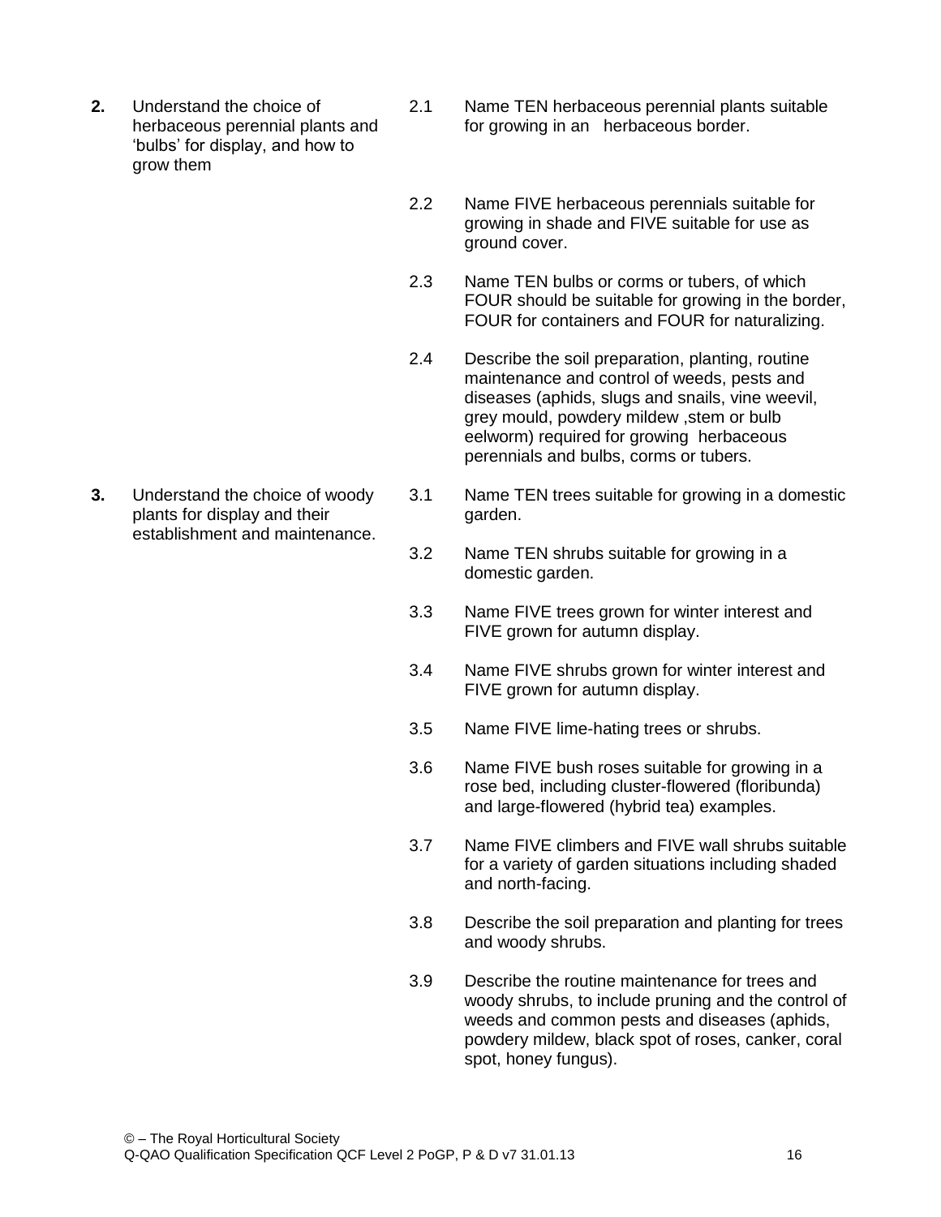| | | | |
|---|---|---|---|
| **2.** | Understand the choice of herbaceous perennial plants and 'bulbs' for display, and how to grow them | 2.1 | Name TEN herbaceous perennial plants suitable for growing in an herbaceous border. |
| | | 2.2 | Name FIVE herbaceous perennials suitable for growing in shade and FIVE suitable for use as ground cover. |
| | | 2.3 | Name TEN bulbs or corms or tubers, of which FOUR should be suitable for growing in the border, FOUR for containers and FOUR for naturalizing. |
| | | 2.4 | Describe the soil preparation, planting, routine maintenance and control of weeds, pests and diseases (aphids, slugs and snails, vine weevil, grey mould, powdery mildew ,stem or bulb eelworm) required for growing herbaceous perennials and bulbs, corms or tubers. |
| **3.** | Understand the choice of woody plants for display and their establishment and maintenance. | 3.1 | Name TEN trees suitable for growing in a domestic garden. |
| | | 3.2 | Name TEN shrubs suitable for growing in a domestic garden. |
| | | 3.3 | Name FIVE trees grown for winter interest and FIVE grown for autumn display. |
| | | 3.4 | Name FIVE shrubs grown for winter interest and FIVE grown for autumn display. |
| | | 3.5 | Name FIVE lime-hating trees or shrubs. |
| | | 3.6 | Name FIVE bush roses suitable for growing in a rose bed, including cluster-flowered (floribunda) and large-flowered (hybrid tea) examples. |
| | | 3.7 | Name FIVE climbers and FIVE wall shrubs suitable for a variety of garden situations including shaded and north-facing. |
| | | 3.8 | Describe the soil preparation and planting for trees and woody shrubs. |
| | | 3.9 | Describe the routine maintenance for trees and woody shrubs, to include pruning and the control of weeds and common pests and diseases (aphids, powdery mildew, black spot of roses, canker, coral spot, honey fungus). |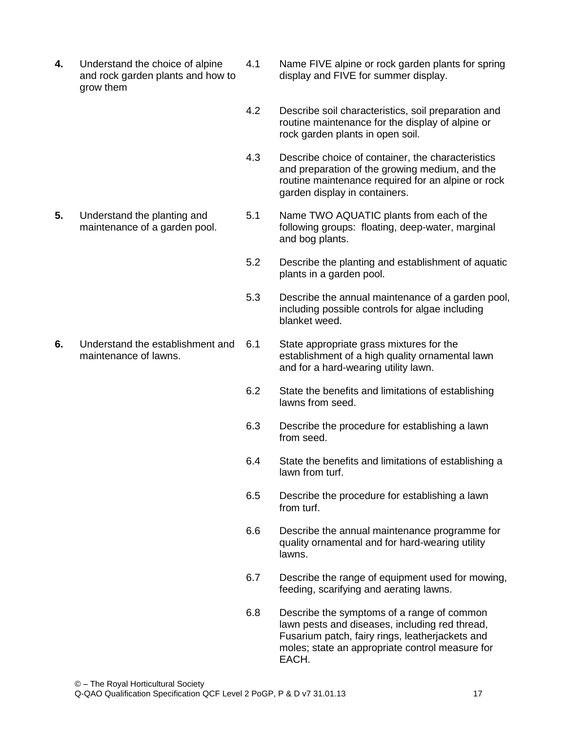| | | | |
|---|---|---|---|
| **4.** | Understand the choice of alpine and rock garden plants and how to grow them | 4.1 | Name FIVE alpine or rock garden plants for spring display and FIVE for summer display. |
| | | 4.2 | Describe soil characteristics, soil preparation and routine maintenance for the display of alpine or rock garden plants in open soil. |
| | | 4.3 | Describe choice of container, the characteristics and preparation of the growing medium, and the routine maintenance required for an alpine or rock garden display in containers. |
| **5.** | Understand the planting and maintenance of a garden pool. | 5.1 | Name TWO AQUATIC plants from each of the following groups: floating, deep-water, marginal and bog plants. |
| | | 5.2 | Describe the planting and establishment of aquatic plants in a garden pool. |
| | | 5.3 | Describe the annual maintenance of a garden pool, including possible controls for algae including blanket weed. |
| **6.** | Understand the establishment and maintenance of lawns. | 6.1 | State appropriate grass mixtures for the establishment of a high quality ornamental lawn and for a hard-wearing utility lawn. |
| | | 6.2 | State the benefits and limitations of establishing lawns from seed. |
| | | 6.3 | Describe the procedure for establishing a lawn from seed. |
| | | 6.4 | State the benefits and limitations of establishing a lawn from turf. |
| | | 6.5 | Describe the procedure for establishing a lawn from turf. |
| | | 6.6 | Describe the annual maintenance programme for quality ornamental and for hard-wearing utility lawns. |
| | | 6.7 | Describe the range of equipment used for mowing, feeding, scarifying and aerating lawns. |
| | | 6.8 | Describe the symptoms of a range of common lawn pests and diseases, including red thread, Fusarium patch, fairy rings, leatherjackets and moles; state an appropriate control measure for EACH. |

© – The Royal Horticultural Society
Q-QAO Qualification Specification QCF Level 2 PoGP, P & D v7 31.01.13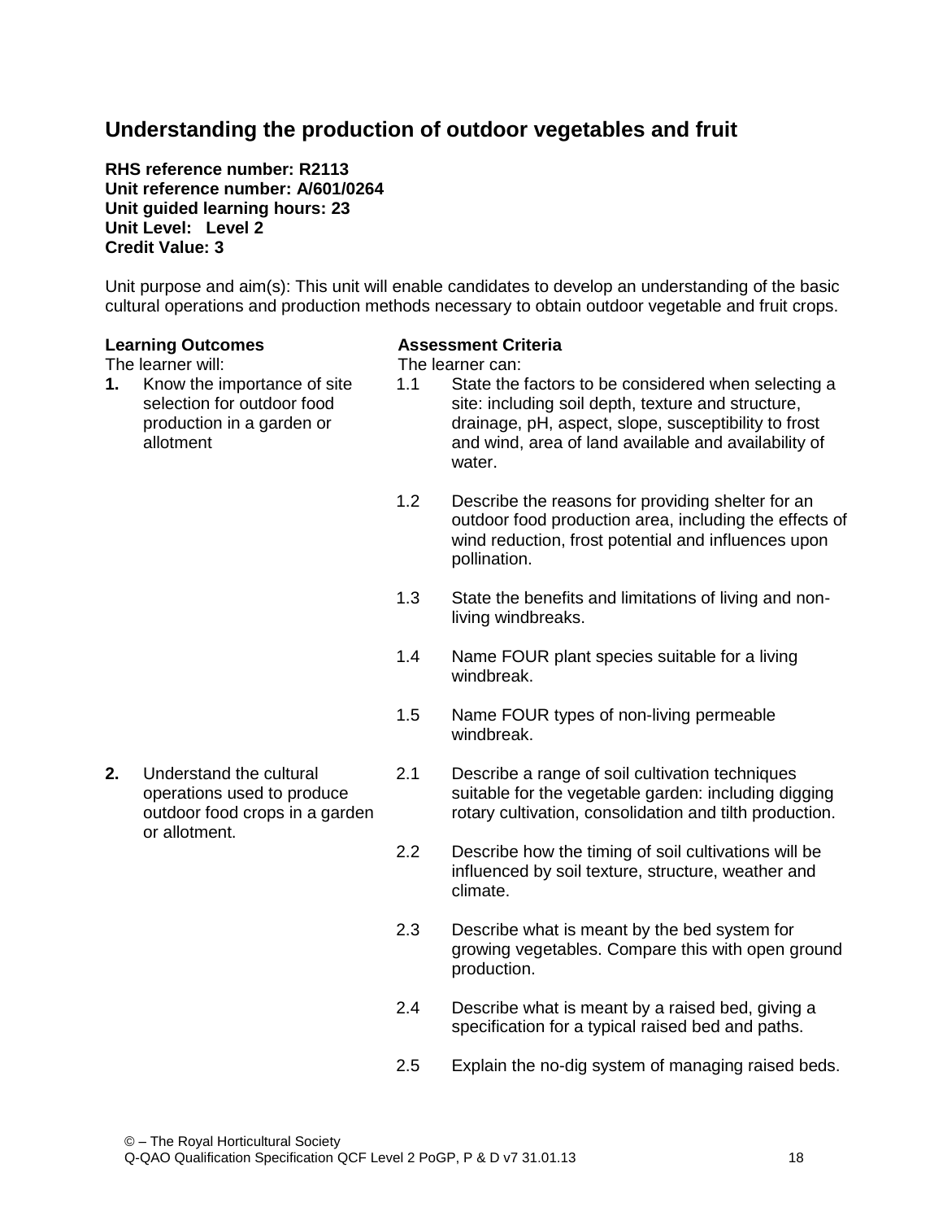## Understanding the production of outdoor vegetables and fruit

**RHS reference number: R2113**
**Unit reference number: A/601/0264**
**Unit guided learning hours: 23**
**Unit Level: Level 2**
**Credit Value: 3**

Unit purpose and aim(s): This unit will enable candidates to develop an understanding of the basic cultural operations and production methods necessary to obtain outdoor vegetable and fruit crops.

| **Learning Outcomes**<br>The learner will: | **Assessment Criteria**<br>The learner can: |
|---|---|
| **1.** Know the importance of site selection for outdoor food production in a garden or allotment | 1.1 State the factors to be considered when selecting a site: including soil depth, texture and structure, drainage, pH, aspect, slope, susceptibility to frost and wind, area of land available and availability of water. |
| | 1.2 Describe the reasons for providing shelter for an outdoor food production area, including the effects of wind reduction, frost potential and influences upon pollination. |
| | 1.3 State the benefits and limitations of living and non-living windbreaks. |
| | 1.4 Name FOUR plant species suitable for a living windbreak. |
| | 1.5 Name FOUR types of non-living permeable windbreak. |
| **2.** Understand the cultural operations used to produce outdoor food crops in a garden or allotment. | 2.1 Describe a range of soil cultivation techniques suitable for the vegetable garden: including digging rotary cultivation, consolidation and tilth production. |
| | 2.2 Describe how the timing of soil cultivations will be influenced by soil texture, structure, weather and climate. |
| | 2.3 Describe what is meant by the bed system for growing vegetables. Compare this with open ground production. |
| | 2.4 Describe what is meant by a raised bed, giving a specification for a typical raised bed and paths. |
| | 2.5 Explain the no-dig system of managing raised beds. |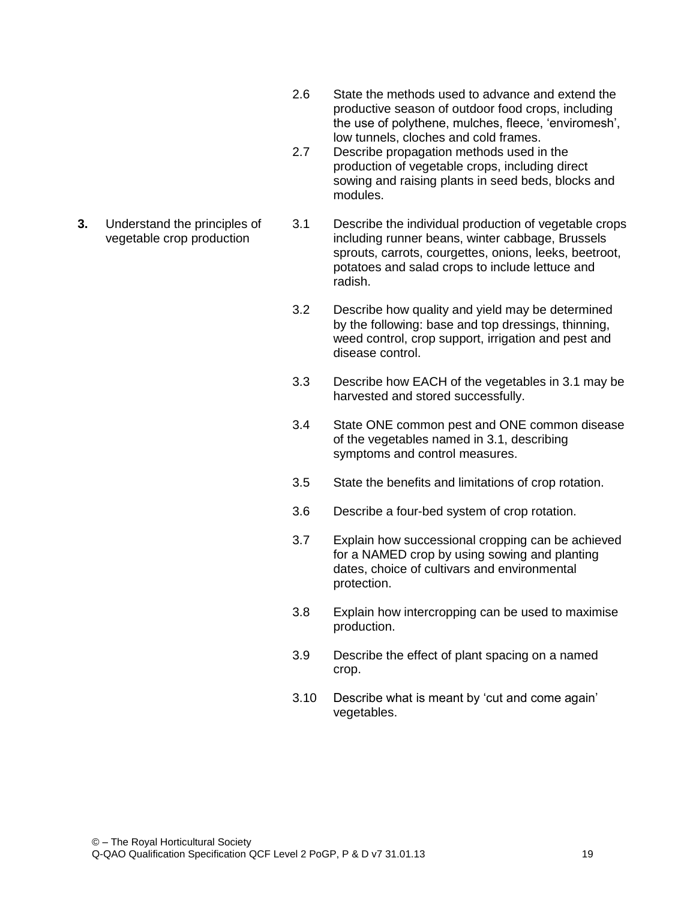| | | |
|---|---|---|
| | 2.6 | State the methods used to advance and extend the productive season of outdoor food crops, including the use of polythene, mulches, fleece, 'enviromesh', low tunnels, cloches and cold frames. |
| | 2.7 | Describe propagation methods used in the production of vegetable crops, including direct sowing and raising plants in seed beds, blocks and modules. |
| **3.** Understand the principles of vegetable crop production | 3.1 | Describe the individual production of vegetable crops including runner beans, winter cabbage, Brussels sprouts, carrots, courgettes, onions, leeks, beetroot, potatoes and salad crops to include lettuce and radish. |
| | 3.2 | Describe how quality and yield may be determined by the following: base and top dressings, thinning, weed control, crop support, irrigation and pest and disease control. |
| | 3.3 | Describe how EACH of the vegetables in 3.1 may be harvested and stored successfully. |
| | 3.4 | State ONE common pest and ONE common disease of the vegetables named in 3.1, describing symptoms and control measures. |
| | 3.5 | State the benefits and limitations of crop rotation. |
| | 3.6 | Describe a four-bed system of crop rotation. |
| | 3.7 | Explain how successional cropping can be achieved for a NAMED crop by using sowing and planting dates, choice of cultivars and environmental protection. |
| | 3.8 | Explain how intercropping can be used to maximise production. |
| | 3.9 | Describe the effect of plant spacing on a named crop. |
| | 3.10 | Describe what is meant by 'cut and come again' vegetables. |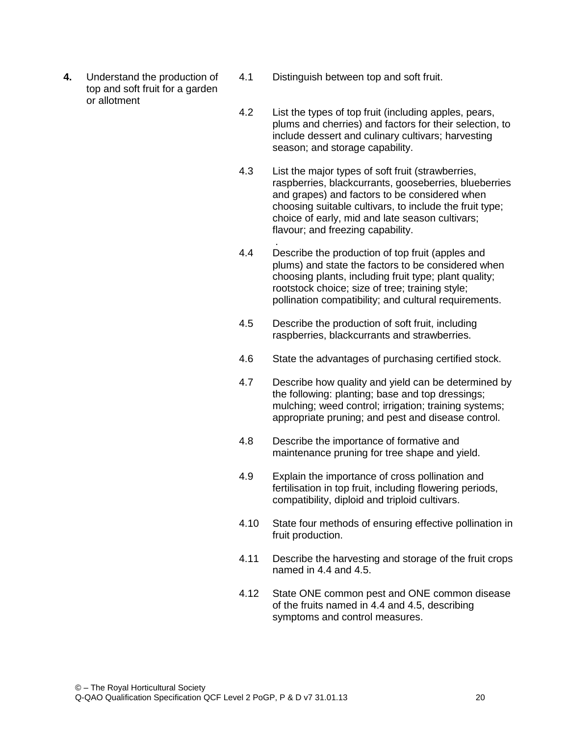| | | | |
|---|---|---|---|
| **4.** | Understand the production of top and soft fruit for a garden or allotment | 4.1 | Distinguish between top and soft fruit. |
| | | 4.2 | List the types of top fruit (including apples, pears, plums and cherries) and factors for their selection, to include dessert and culinary cultivars; harvesting season; and storage capability. |
| | | 4.3 | List the major types of soft fruit (strawberries, raspberries, blackcurrants, gooseberries, blueberries and grapes) and factors to be considered when choosing suitable cultivars, to include the fruit type; choice of early, mid and late season cultivars; flavour; and freezing capability. . |
| | | 4.4 | Describe the production of top fruit (apples and plums) and state the factors to be considered when choosing plants, including fruit type; plant quality; rootstock choice; size of tree; training style; pollination compatibility; and cultural requirements. |
| | | 4.5 | Describe the production of soft fruit, including raspberries, blackcurrants and strawberries. |
| | | 4.6 | State the advantages of purchasing certified stock. |
| | | 4.7 | Describe how quality and yield can be determined by the following: planting; base and top dressings; mulching; weed control; irrigation; training systems; appropriate pruning; and pest and disease control. |
| | | 4.8 | Describe the importance of formative and maintenance pruning for tree shape and yield. |
| | | 4.9 | Explain the importance of cross pollination and fertilisation in top fruit, including flowering periods, compatibility, diploid and triploid cultivars. |
| | | 4.10 | State four methods of ensuring effective pollination in fruit production. |
| | | 4.11 | Describe the harvesting and storage of the fruit crops named in 4.4 and 4.5. |
| | | 4.12 | State ONE common pest and ONE common disease of the fruits named in 4.4 and 4.5, describing symptoms and control measures. |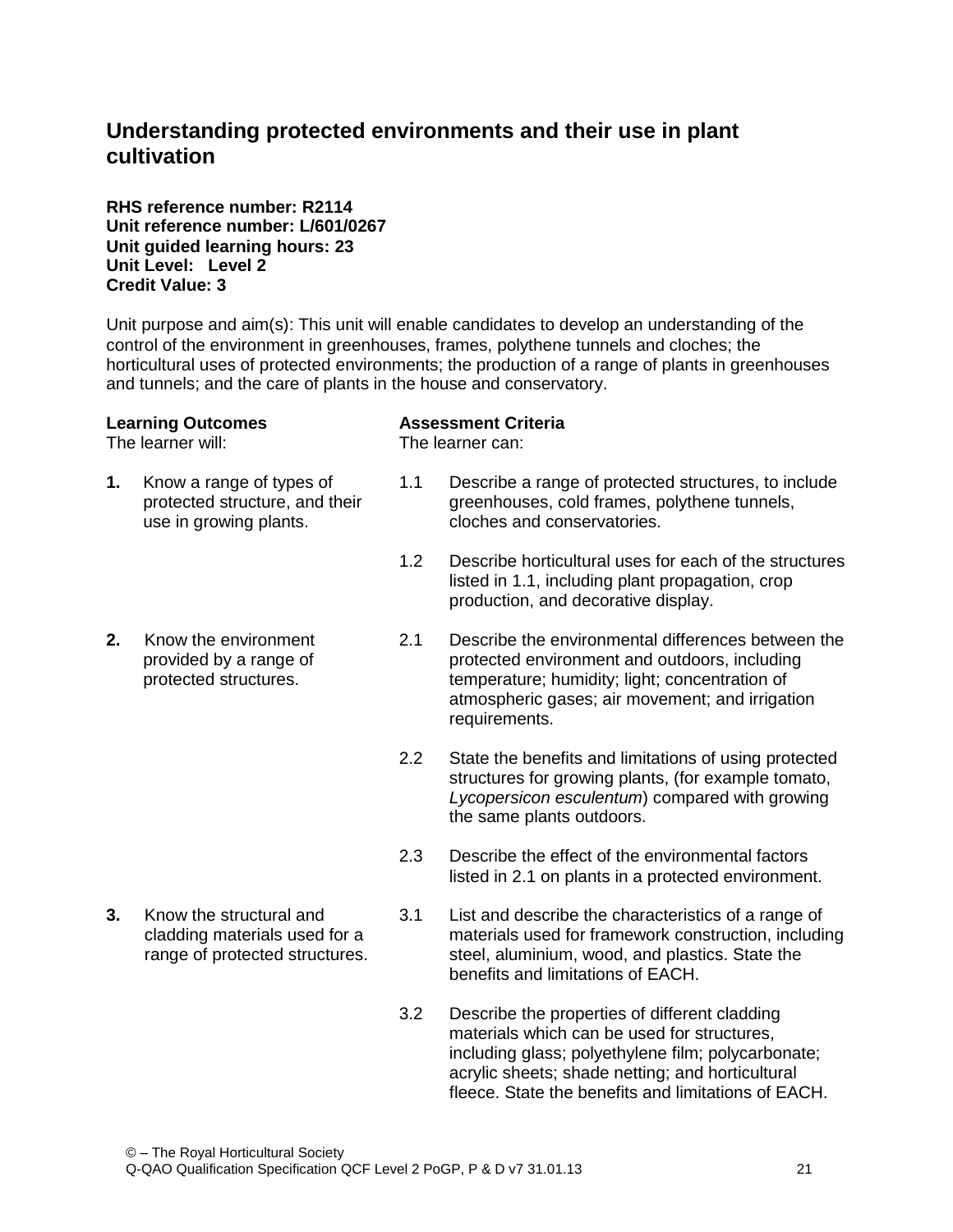## Understanding protected environments and their use in plant cultivation

**RHS reference number: R2114**
**Unit reference number: L/601/0267**
**Unit guided learning hours: 23**
**Unit Level: Level 2**
**Credit Value: 3**

Unit purpose and aim(s): This unit will enable candidates to develop an understanding of the control of the environment in greenhouses, frames, polythene tunnels and cloches; the horticultural uses of protected environments; the production of a range of plants in greenhouses and tunnels; and the care of plants in the house and conservatory.

| **Learning Outcomes**<br>The learner will: | **Assessment Criteria**<br>The learner can: | |
|---|---|---|
| **1.** Know a range of types of protected structure, and their use in growing plants. | 1.1 | Describe a range of protected structures, to include greenhouses, cold frames, polythene tunnels, cloches and conservatories. |
| | 1.2 | Describe horticultural uses for each of the structures listed in 1.1, including plant propagation, crop production, and decorative display. |
| **2.** Know the environment provided by a range of protected structures. | 2.1 | Describe the environmental differences between the protected environment and outdoors, including temperature; humidity; light; concentration of atmospheric gases; air movement; and irrigation requirements. |
| | 2.2 | State the benefits and limitations of using protected structures for growing plants, (for example tomato, *Lycopersicon esculentum*) compared with growing the same plants outdoors. |
| | 2.3 | Describe the effect of the environmental factors listed in 2.1 on plants in a protected environment. |
| **3.** Know the structural and cladding materials used for a range of protected structures. | 3.1 | List and describe the characteristics of a range of materials used for framework construction, including steel, aluminium, wood, and plastics. State the benefits and limitations of EACH. |
| | 3.2 | Describe the properties of different cladding materials which can be used for structures, including glass; polyethylene film; polycarbonate; acrylic sheets; shade netting; and horticultural fleece. State the benefits and limitations of EACH. |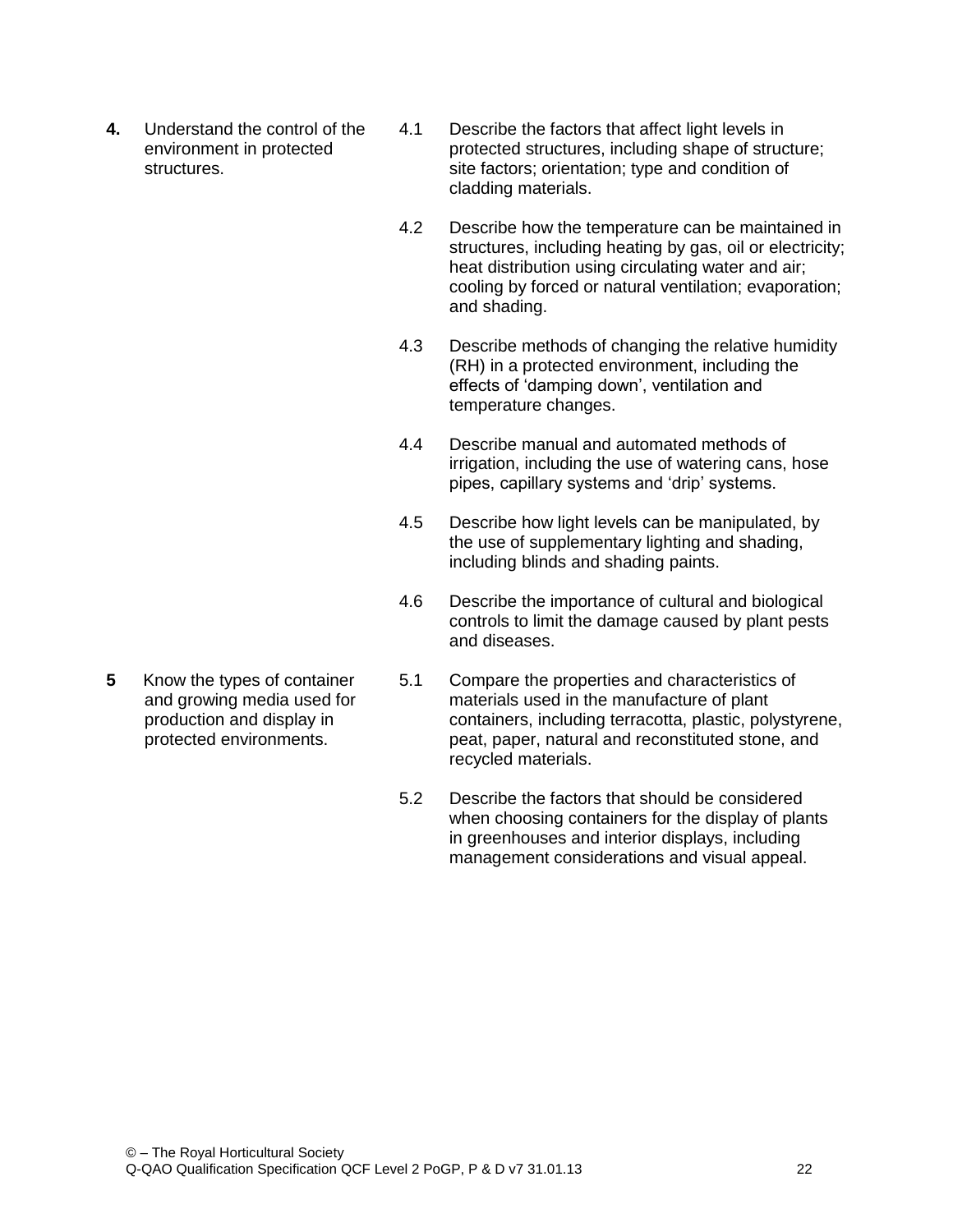| | |
|---|---|
| **4.** Understand the control of the environment in protected structures. | 4.1 Describe the factors that affect light levels in protected structures, including shape of structure; site factors; orientation; type and condition of cladding materials. |
| | 4.2 Describe how the temperature can be maintained in structures, including heating by gas, oil or electricity; heat distribution using circulating water and air; cooling by forced or natural ventilation; evaporation; and shading. |
| | 4.3 Describe methods of changing the relative humidity (RH) in a protected environment, including the effects of 'damping down', ventilation and temperature changes. |
| | 4.4 Describe manual and automated methods of irrigation, including the use of watering cans, hose pipes, capillary systems and 'drip' systems. |
| | 4.5 Describe how light levels can be manipulated, by the use of supplementary lighting and shading, including blinds and shading paints. |
| | 4.6 Describe the importance of cultural and biological controls to limit the damage caused by plant pests and diseases. |
| **5** Know the types of container and growing media used for production and display in protected environments. | 5.1 Compare the properties and characteristics of materials used in the manufacture of plant containers, including terracotta, plastic, polystyrene, peat, paper, natural and reconstituted stone, and recycled materials. |
| | 5.2 Describe the factors that should be considered when choosing containers for the display of plants in greenhouses and interior displays, including management considerations and visual appeal. |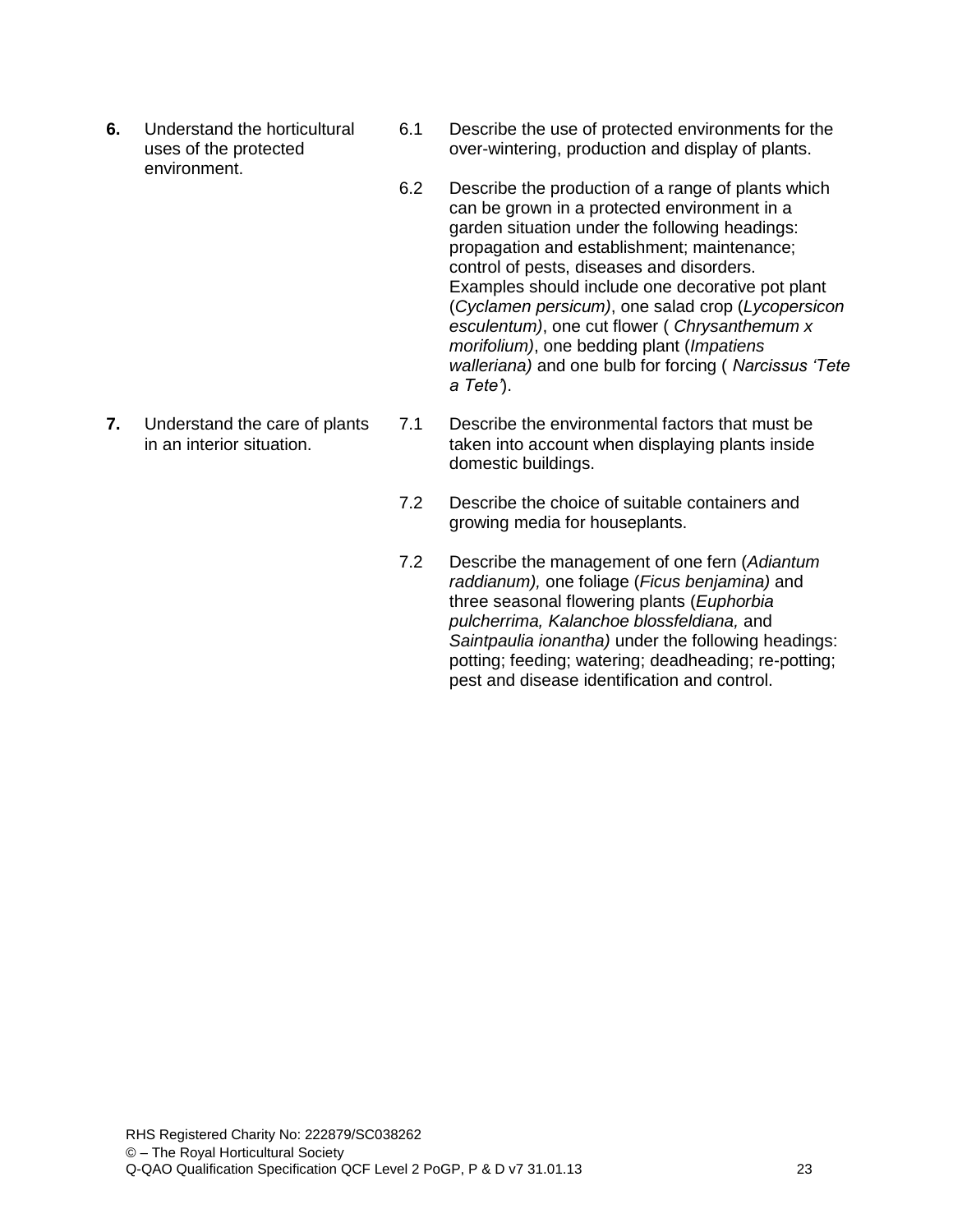| | | | |
|---|---|---|---|
| **6.** | Understand the horticultural uses of the protected environment. | 6.1 | Describe the use of protected environments for the over-wintering, production and display of plants. |
| | | 6.2 | Describe the production of a range of plants which can be grown in a protected environment in a garden situation under the following headings: propagation and establishment; maintenance; control of pests, diseases and disorders. Examples should include one decorative pot plant (*Cyclamen persicum)*, one salad crop (*Lycopersicon esculentum)*, one cut flower ( *Chrysanthemum x morifolium)*, one bedding plant (*Impatiens walleriana)* and one bulb for forcing ( *Narcissus 'Tete a Tete'*). |
| **7.** | Understand the care of plants in an interior situation. | 7.1 | Describe the environmental factors that must be taken into account when displaying plants inside domestic buildings. |
| | | 7.2 | Describe the choice of suitable containers and growing media for houseplants. |
| | | 7.2 | Describe the management of one fern (*Adiantum raddianum),* one foliage (*Ficus benjamina)* and three seasonal flowering plants (*Euphorbia pulcherrima, Kalanchoe blossfeldiana,* and *Saintpaulia ionantha)* under the following headings: potting; feeding; watering; deadheading; re-potting; pest and disease identification and control. |

RHS Registered Charity No: 222879/SC038262
© – The Royal Horticultural Society
Q-QAO Qualification Specification QCF Level 2 PoGP, P & D v7 31.01.13